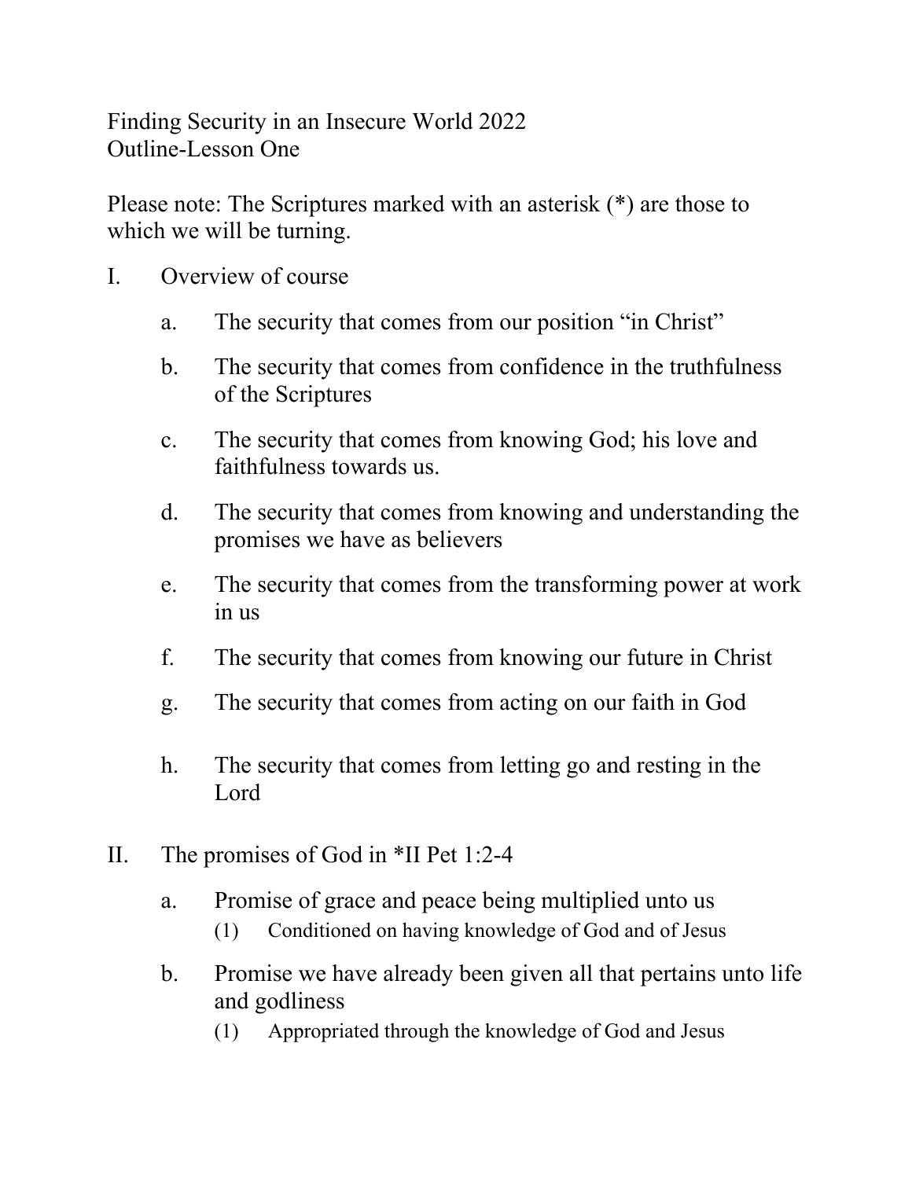Finding Security in an Insecure World 2022
Outline-Lesson One

Please note: The Scriptures marked with an asterisk (*) are those to which we will be turning.

I. Overview of course

   a. The security that comes from our position "in Christ"

   b. The security that comes from confidence in the truthfulness of the Scriptures

   c. The security that comes from knowing God; his love and faithfulness towards us.

   d. The security that comes from knowing and understanding the promises we have as believers

   e. The security that comes from the transforming power at work in us

   f. The security that comes from knowing our future in Christ

   g. The security that comes from acting on our faith in God

   h. The security that comes from letting go and resting in the Lord

II. The promises of God in *II Pet 1:2-4

   a. Promise of grace and peace being multiplied unto us
      (1) Conditioned on having knowledge of God and of Jesus

   b. Promise we have already been given all that pertains unto life and godliness
      (1) Appropriated through the knowledge of God and Jesus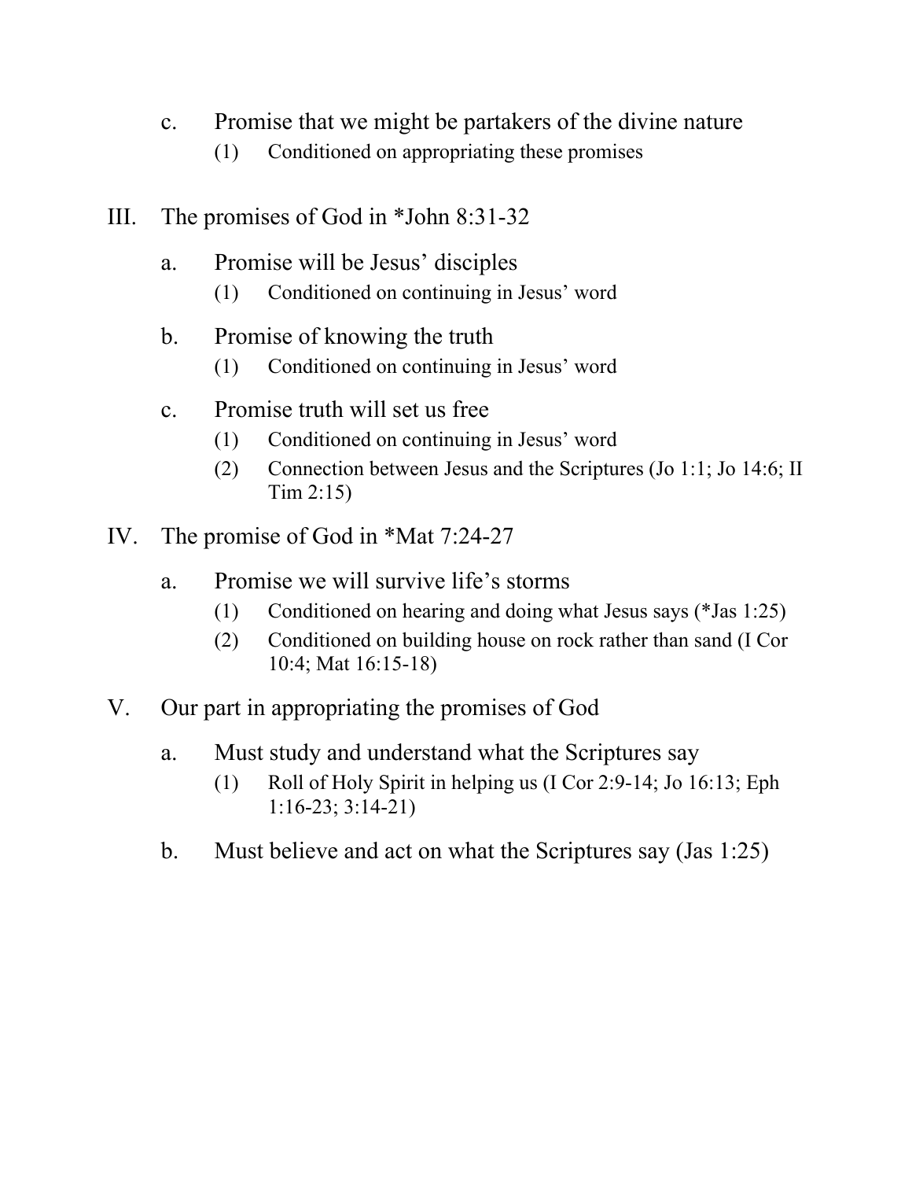c. Promise that we might be partakers of the divine nature
   (1) Conditioned on appropriating these promises

III. The promises of God in *John 8:31-32

a. Promise will be Jesus' disciples
   (1) Conditioned on continuing in Jesus' word

b. Promise of knowing the truth
   (1) Conditioned on continuing in Jesus' word

c. Promise truth will set us free
   (1) Conditioned on continuing in Jesus' word
   (2) Connection between Jesus and the Scriptures (Jo 1:1; Jo 14:6; II Tim 2:15)

IV. The promise of God in *Mat 7:24-27

a. Promise we will survive life's storms
   (1) Conditioned on hearing and doing what Jesus says (*Jas 1:25)
   (2) Conditioned on building house on rock rather than sand (I Cor 10:4; Mat 16:15-18)

V. Our part in appropriating the promises of God

a. Must study and understand what the Scriptures say
   (1) Roll of Holy Spirit in helping us (I Cor 2:9-14; Jo 16:13; Eph 1:16-23; 3:14-21)

b. Must believe and act on what the Scriptures say (Jas 1:25)